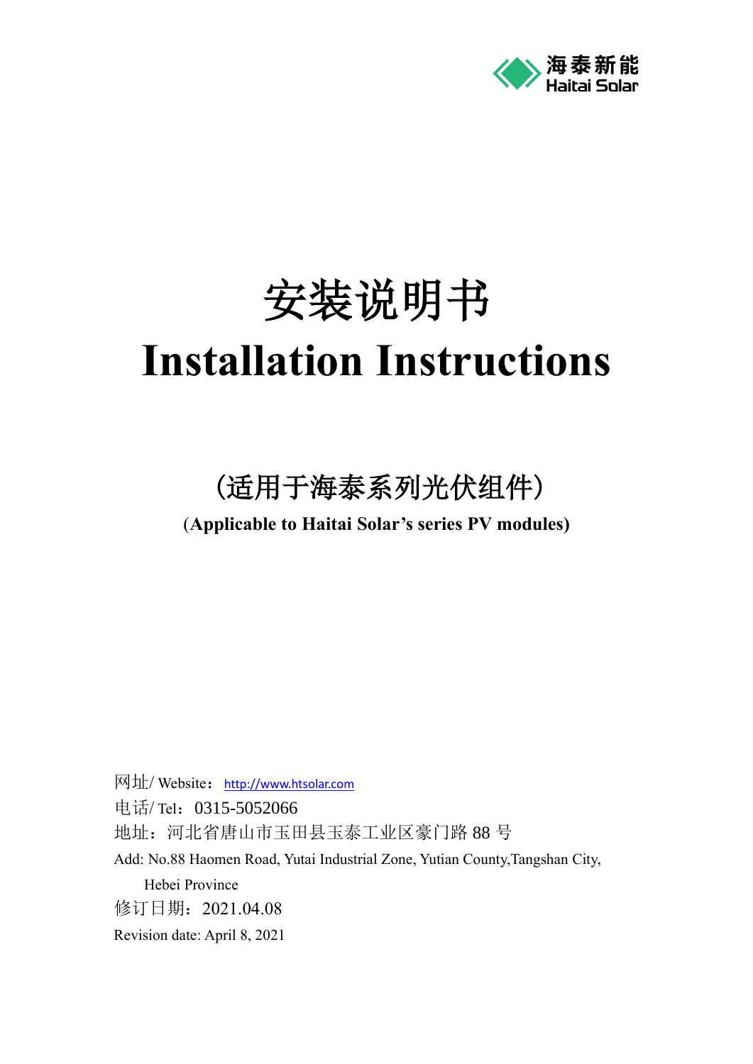海泰新能
Haitai Solar

# 安装说明书
# Installation Instructions

## (适用于海泰系列光伏组件)

**(Applicable to Haitai Solar's series PV modules)**

网址/ Website：http://www.htsolar.com

电话/ Tel：0315-5052066

地址：河北省唐山市玉田县玉泰工业区豪门路 88 号

Add: No.88 Haomen Road, Yutai Industrial Zone, Yutian County,Tangshan City, Hebei Province

修订日期：2021.04.08

Revision date: April 8, 2021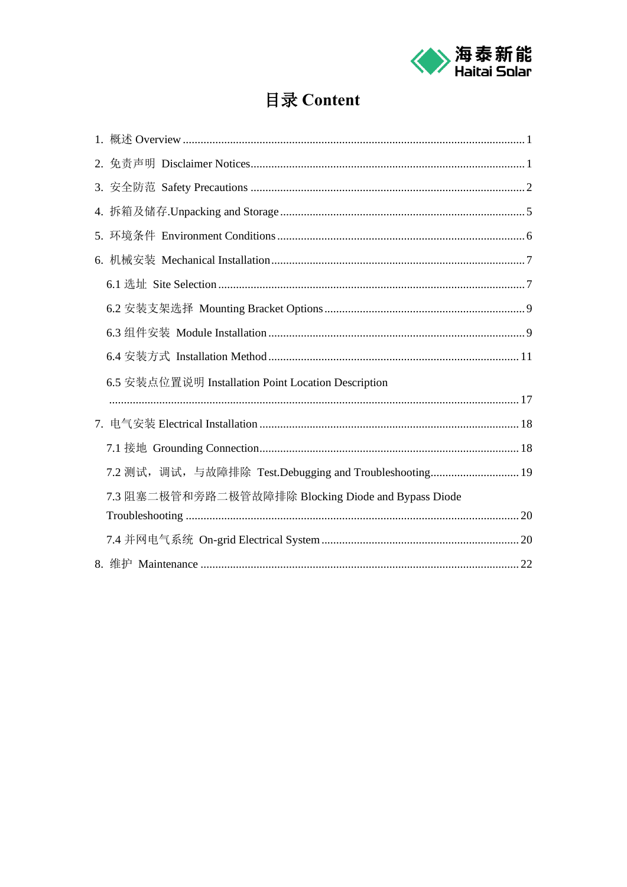# 目录 Content

1. 概述 Overview ........................................................................................................ 1
2. 免责声明 Disclaimer Notices ..................................................................................... 1
3. 安全防范 Safety Precautions ..................................................................................... 2
4. 拆箱及储存.Unpacking and Storage ........................................................................... 5
5. 环境条件 Environment Conditions ............................................................................ 6
6. 机械安装 Mechanical Installation .............................................................................. 7
   - 6.1 选址 Site Selection ............................................................................................ 7
   - 6.2 安装支架选择 Mounting Bracket Options ............................................................. 9
   - 6.3 组件安装 Module Installation ............................................................................. 9
   - 6.4 安装方式 Installation Method ........................................................................... 11
   - 6.5 安装点位置说明 Installation Point Location Description ........................................ 17
7. 电气安装 Electrical Installation ................................................................................ 18
   - 7.1 接地 Grounding Connection ............................................................................. 18
   - 7.2 测试，调试，与故障排除 Test.Debugging and Troubleshooting ................................ 19
   - 7.3 阻塞二极管和旁路二极管故障排除 Blocking Diode and Bypass Diode Troubleshooting ... 20
   - 7.4 并网电气系统 On-grid Electrical System .............................................................. 20
8. 维护 Maintenance ................................................................................................... 22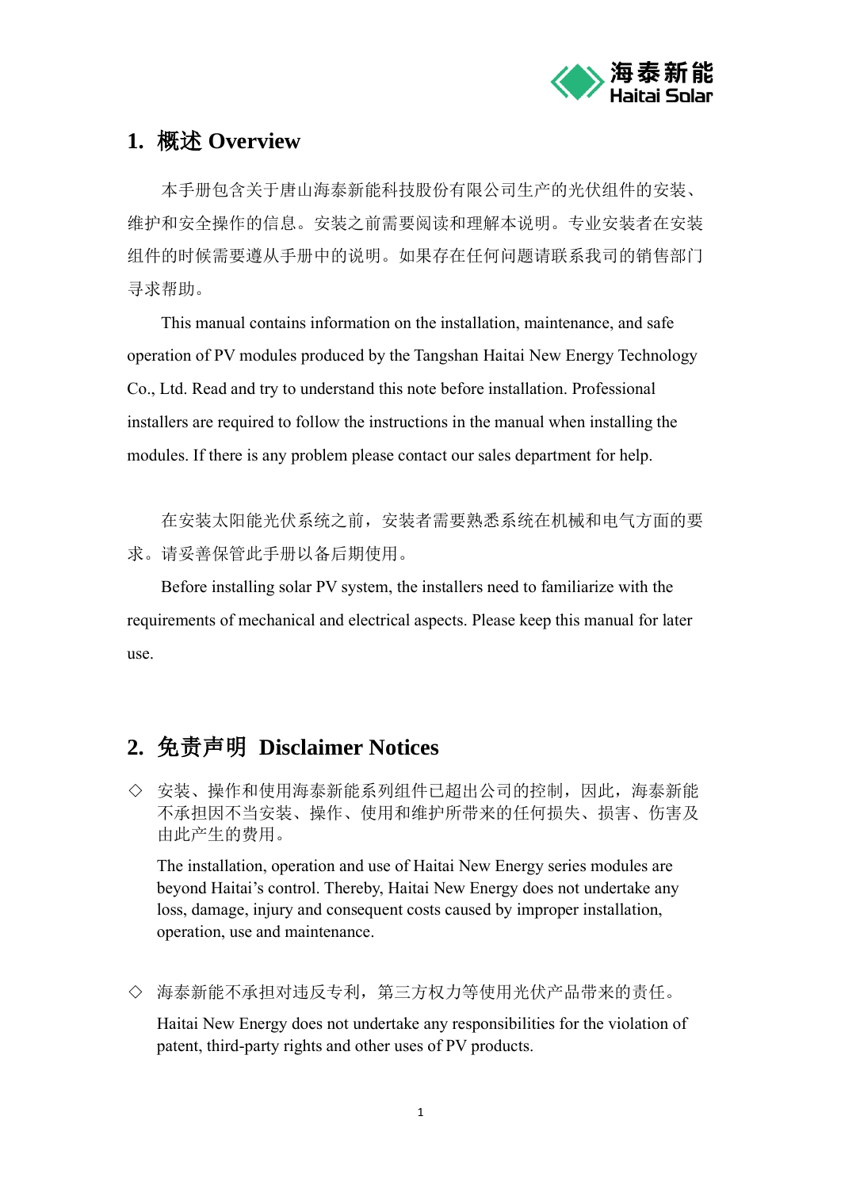## 1. 概述 Overview

本手册包含关于唐山海泰新能科技股份有限公司生产的光伏组件的安装、维护和安全操作的信息。安装之前需要阅读和理解本说明。专业安装者在安装组件的时候需要遵从手册中的说明。如果存在任何问题请联系我司的销售部门寻求帮助。

This manual contains information on the installation, maintenance, and safe operation of PV modules produced by the Tangshan Haitai New Energy Technology Co., Ltd. Read and try to understand this note before installation. Professional installers are required to follow the instructions in the manual when installing the modules. If there is any problem please contact our sales department for help.

在安装太阳能光伏系统之前，安装者需要熟悉系统在机械和电气方面的要求。请妥善保管此手册以备后期使用。

Before installing solar PV system, the installers need to familiarize with the requirements of mechanical and electrical aspects. Please keep this manual for later use.

## 2. 免责声明 Disclaimer Notices

◇ 安装、操作和使用海泰新能系列组件已超出公司的控制，因此，海泰新能不承担因不当安装、操作、使用和维护所带来的任何损失、损害、伤害及由此产生的费用。

The installation, operation and use of Haitai New Energy series modules are beyond Haitai's control. Thereby, Haitai New Energy does not undertake any loss, damage, injury and consequent costs caused by improper installation, operation, use and maintenance.

◇ 海泰新能不承担对违反专利，第三方权力等使用光伏产品带来的责任。

Haitai New Energy does not undertake any responsibilities for the violation of patent, third-party rights and other uses of PV products.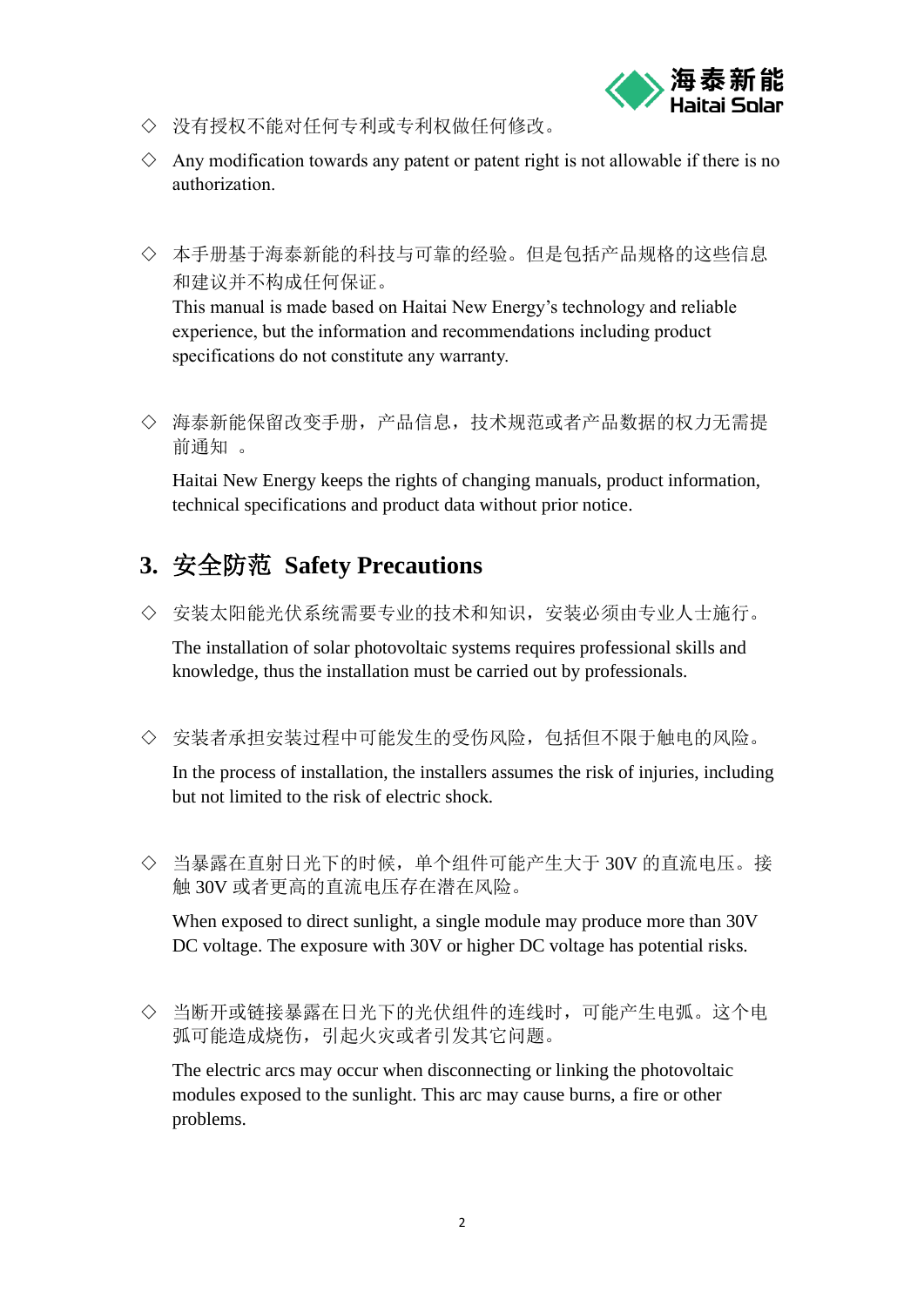◇ 没有授权不能对任何专利或专利权做任何修改。

◇ Any modification towards any patent or patent right is not allowable if there is no authorization.

◇ 本手册基于海泰新能的科技与可靠的经验。但是包括产品规格的这些信息和建议并不构成任何保证。
This manual is made based on Haitai New Energy's technology and reliable experience, but the information and recommendations including product specifications do not constitute any warranty.

◇ 海泰新能保留改变手册，产品信息，技术规范或者产品数据的权力无需提前通知 。

Haitai New Energy keeps the rights of changing manuals, product information, technical specifications and product data without prior notice.

## 3. 安全防范 Safety Precautions

◇ 安装太阳能光伏系统需要专业的技术和知识，安装必须由专业人士施行。

The installation of solar photovoltaic systems requires professional skills and knowledge, thus the installation must be carried out by professionals.

◇ 安装者承担安装过程中可能发生的受伤风险，包括但不限于触电的风险。

In the process of installation, the installers assumes the risk of injuries, including but not limited to the risk of electric shock.

◇ 当暴露在直射日光下的时候，单个组件可能产生大于 30V 的直流电压。接触 30V 或者更高的直流电压存在潜在风险。

When exposed to direct sunlight, a single module may produce more than 30V DC voltage. The exposure with 30V or higher DC voltage has potential risks.

◇ 当断开或链接暴露在日光下的光伏组件的连线时，可能产生电弧。这个电弧可能造成烧伤，引起火灾或者引发其它问题。

The electric arcs may occur when disconnecting or linking the photovoltaic modules exposed to the sunlight. This arc may cause burns, a fire or other problems.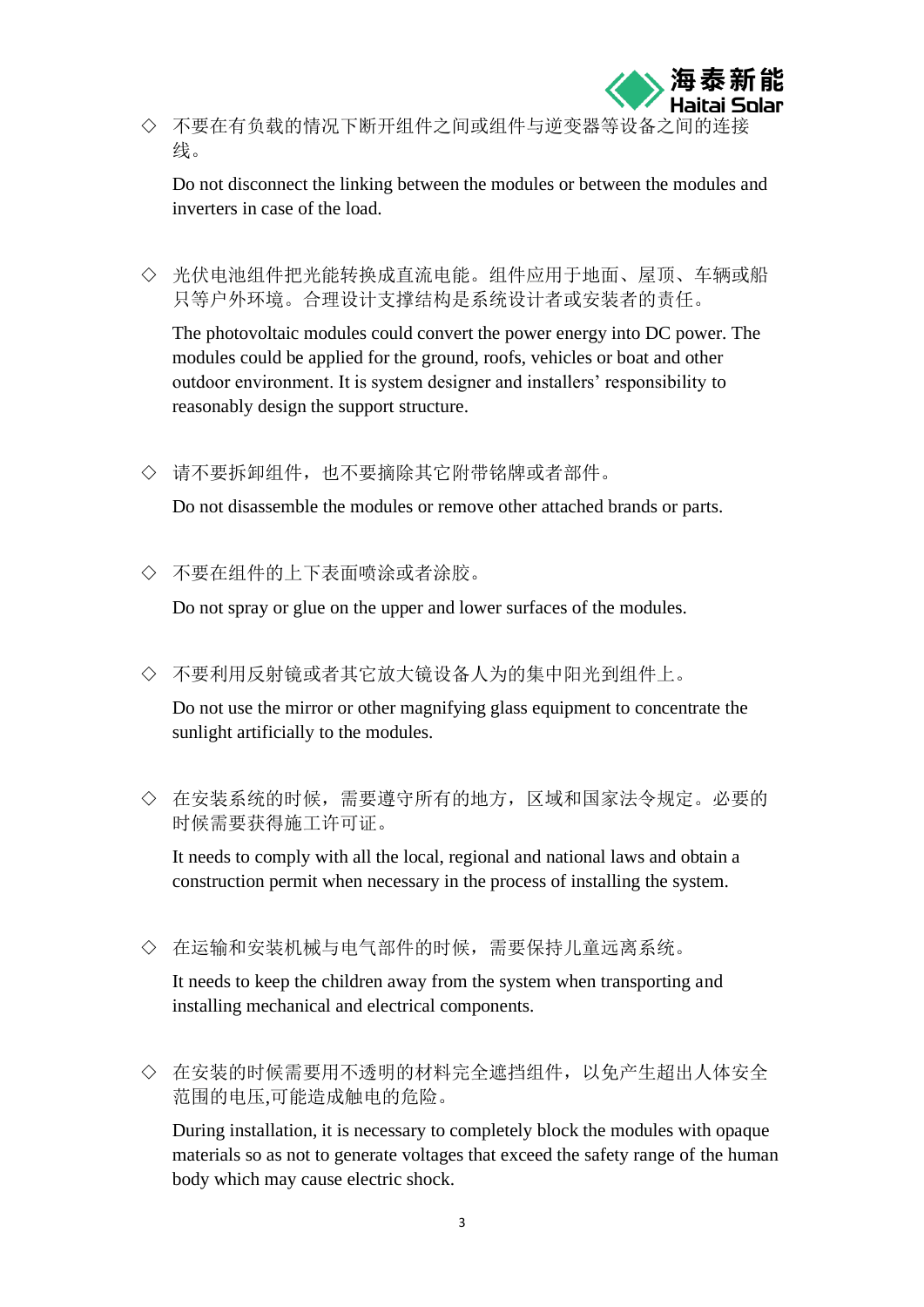◇ 不要在有负载的情况下断开组件之间或组件与逆变器等设备之间的连接线。

Do not disconnect the linking between the modules or between the modules and inverters in case of the load.

◇ 光伏电池组件把光能转换成直流电能。组件应用于地面、屋顶、车辆或船只等户外环境。合理设计支撑结构是系统设计者或安装者的责任。

The photovoltaic modules could convert the power energy into DC power. The modules could be applied for the ground, roofs, vehicles or boat and other outdoor environment. It is system designer and installers' responsibility to reasonably design the support structure.

◇ 请不要拆卸组件，也不要摘除其它附带铭牌或者部件。

Do not disassemble the modules or remove other attached brands or parts.

◇ 不要在组件的上下表面喷涂或者涂胶。

Do not spray or glue on the upper and lower surfaces of the modules.

◇ 不要利用反射镜或者其它放大镜设备人为的集中阳光到组件上。

Do not use the mirror or other magnifying glass equipment to concentrate the sunlight artificially to the modules.

◇ 在安装系统的时候，需要遵守所有的地方，区域和国家法令规定。必要的时候需要获得施工许可证。

It needs to comply with all the local, regional and national laws and obtain a construction permit when necessary in the process of installing the system.

◇ 在运输和安装机械与电气部件的时候，需要保持儿童远离系统。

It needs to keep the children away from the system when transporting and installing mechanical and electrical components.

◇ 在安装的时候需要用不透明的材料完全遮挡组件，以免产生超出人体安全范围的电压,可能造成触电的危险。

During installation, it is necessary to completely block the modules with opaque materials so as not to generate voltages that exceed the safety range of the human body which may cause electric shock.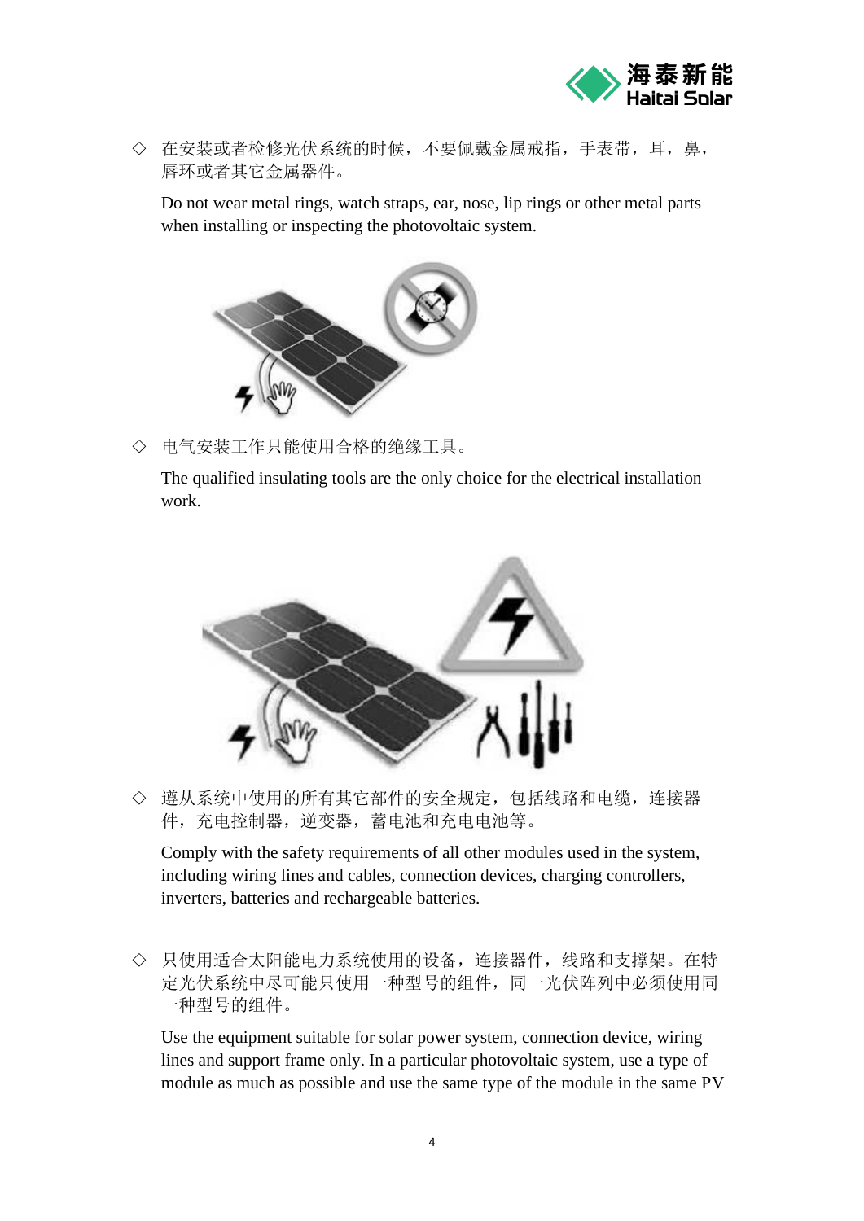◇ 在安装或者检修光伏系统的时候，不要佩戴金属戒指，手表带，耳，鼻，唇环或者其它金属器件。

Do not wear metal rings, watch straps, ear, nose, lip rings or other metal parts when installing or inspecting the photovoltaic system.

◇ 电气安装工作只能使用合格的绝缘工具。

The qualified insulating tools are the only choice for the electrical installation work.

◇ 遵从系统中使用的所有其它部件的安全规定，包括线路和电缆，连接器件，充电控制器，逆变器，蓄电池和充电电池等。

Comply with the safety requirements of all other modules used in the system, including wiring lines and cables, connection devices, charging controllers, inverters, batteries and rechargeable batteries.

◇ 只使用适合太阳能电力系统使用的设备，连接器件，线路和支撑架。在特定光伏系统中尽可能只使用一种型号的组件，同一光伏阵列中必须使用同一种型号的组件。

Use the equipment suitable for solar power system, connection device, wiring lines and support frame only. In a particular photovoltaic system, use a type of module as much as possible and use the same type of the module in the same PV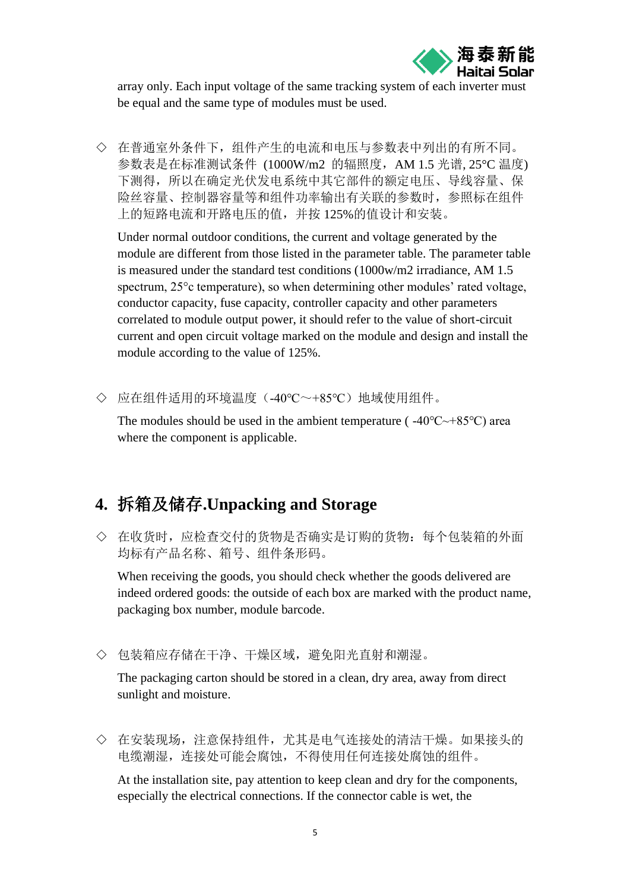array only. Each input voltage of the same tracking system of each inverter must be equal and the same type of modules must be used.

◇ 在普通室外条件下，组件产生的电流和电压与参数表中列出的有所不同。参数表是在标准测试条件 (1000W/m2 的辐照度，AM 1.5 光谱, 25°C 温度)下测得，所以在确定光伏发电系统中其它部件的额定电压、导线容量、保险丝容量、控制器容量等和组件功率输出有关联的参数时，参照标在组件上的短路电流和开路电压的值，并按 125%的值设计和安装。

Under normal outdoor conditions, the current and voltage generated by the module are different from those listed in the parameter table. The parameter table is measured under the standard test conditions (1000w/m2 irradiance, AM 1.5 spectrum, 25°c temperature), so when determining other modules' rated voltage, conductor capacity, fuse capacity, controller capacity and other parameters correlated to module output power, it should refer to the value of short-circuit current and open circuit voltage marked on the module and design and install the module according to the value of 125%.

◇ 应在组件适用的环境温度（-40℃～+85℃）地域使用组件。

The modules should be used in the ambient temperature ( -40℃~+85℃) area where the component is applicable.

## 4. 拆箱及储存.Unpacking and Storage

◇ 在收货时，应检查交付的货物是否确实是订购的货物：每个包装箱的外面均标有产品名称、箱号、组件条形码。

When receiving the goods, you should check whether the goods delivered are indeed ordered goods: the outside of each box are marked with the product name, packaging box number, module barcode.

◇ 包装箱应存储在干净、干燥区域，避免阳光直射和潮湿。

The packaging carton should be stored in a clean, dry area, away from direct sunlight and moisture.

◇ 在安装现场，注意保持组件，尤其是电气连接处的清洁干燥。如果接头的电缆潮湿，连接处可能会腐蚀，不得使用任何连接处腐蚀的组件。

At the installation site, pay attention to keep clean and dry for the components, especially the electrical connections. If the connector cable is wet, the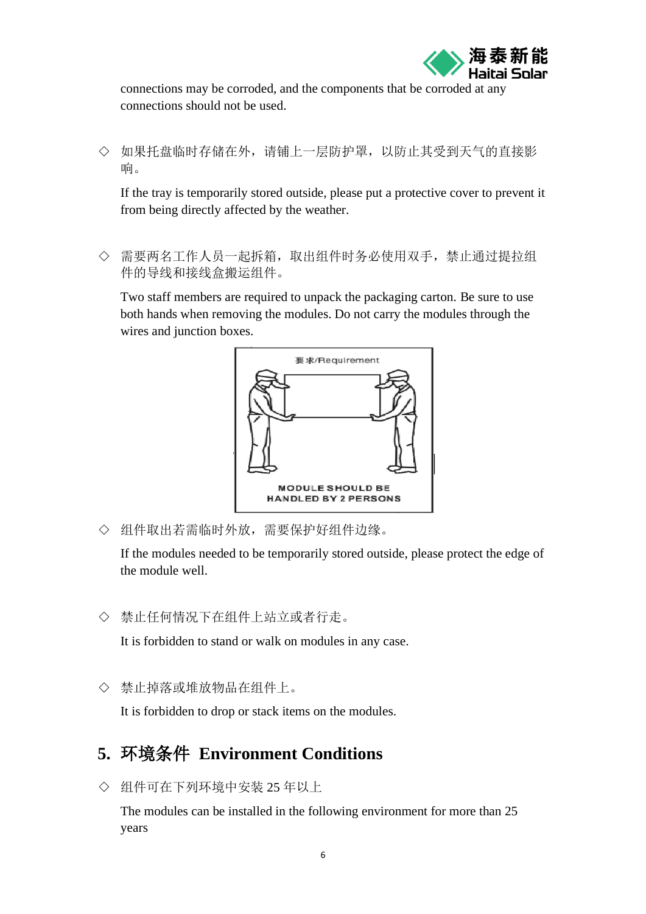connections may be corroded, and the components that be corroded at any connections should not be used.

◇ 如果托盘临时存储在外，请铺上一层防护罩，以防止其受到天气的直接影响。

If the tray is temporarily stored outside, please put a protective cover to prevent it from being directly affected by the weather.

◇ 需要两名工作人员一起拆箱，取出组件时务必使用双手，禁止通过提拉组件的导线和接线盒搬运组件。

Two staff members are required to unpack the packaging carton. Be sure to use both hands when removing the modules. Do not carry the modules through the wires and junction boxes.

要求/Requirement

MODULE SHOULD BE HANDLED BY 2 PERSONS

◇ 组件取出若需临时外放，需要保护好组件边缘。

If the modules needed to be temporarily stored outside, please protect the edge of the module well.

◇ 禁止任何情况下在组件上站立或者行走。

It is forbidden to stand or walk on modules in any case.

◇ 禁止掉落或堆放物品在组件上。

It is forbidden to drop or stack items on the modules.

## 5. 环境条件 Environment Conditions

◇ 组件可在下列环境中安装 25 年以上

The modules can be installed in the following environment for more than 25 years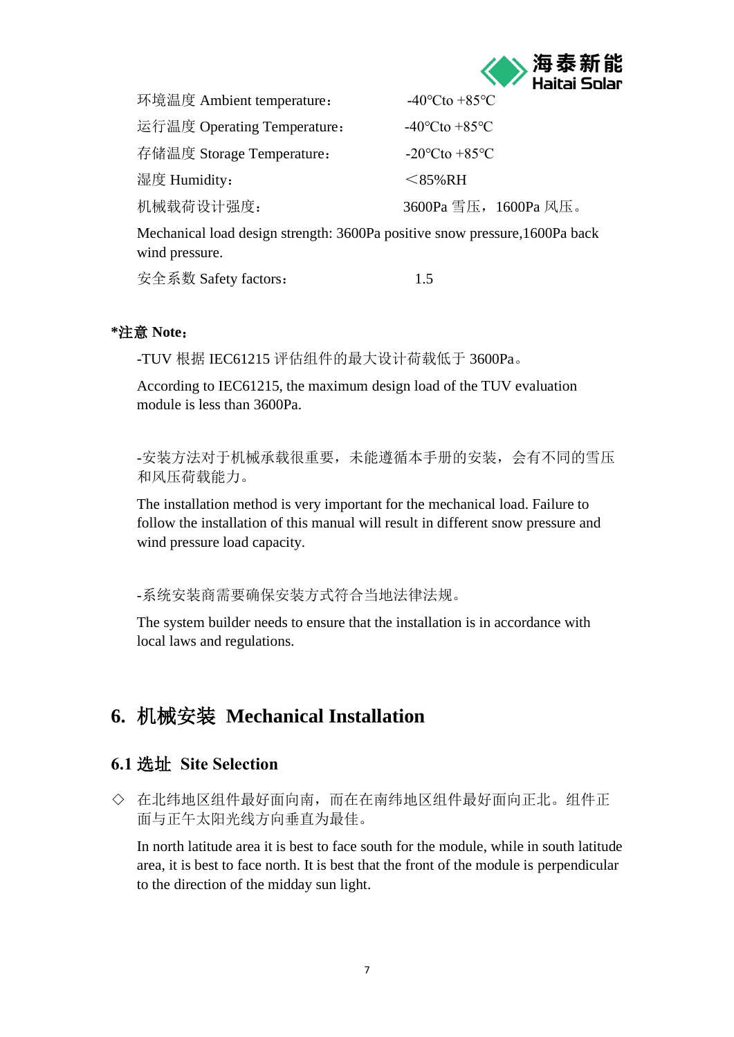环境温度 Ambient temperature：　　-40°Cto +85°C

运行温度 Operating Temperature：　　-40°Cto +85°C

存储温度 Storage Temperature：　　-20°Cto +85°C

湿度 Humidity：　　＜85%RH

机械载荷设计强度：　　3600Pa 雪压，1600Pa 风压。

Mechanical load design strength: 3600Pa positive snow pressure,1600Pa back wind pressure.

安全系数 Safety factors：　　1.5

**\*注意 Note：**

-TUV 根据 IEC61215 评估组件的最大设计荷载低于 3600Pa。

According to IEC61215, the maximum design load of the TUV evaluation module is less than 3600Pa.

-安装方法对于机械承载很重要，未能遵循本手册的安装，会有不同的雪压和风压荷载能力。

The installation method is very important for the mechanical load. Failure to follow the installation of this manual will result in different snow pressure and wind pressure load capacity.

-系统安装商需要确保安装方式符合当地法律法规。

The system builder needs to ensure that the installation is in accordance with local laws and regulations.

# 6. 机械安装 Mechanical Installation

## 6.1 选址 Site Selection

◇ 在北纬地区组件最好面向南，而在在南纬地区组件最好面向正北。组件正面与正午太阳光线方向垂直为最佳。

In north latitude area it is best to face south for the module, while in south latitude area, it is best to face north. It is best that the front of the module is perpendicular to the direction of the midday sun light.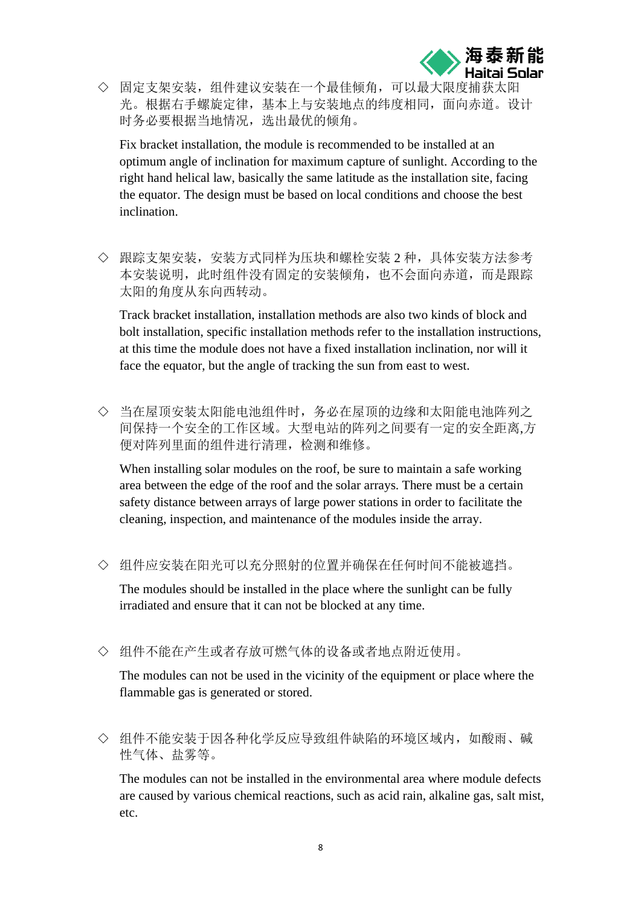◇ 固定支架安装，组件建议安装在一个最佳倾角，可以最大限度捕获太阳光。根据右手螺旋定律，基本上与安装地点的纬度相同，面向赤道。设计时务必要根据当地情况，选出最优的倾角。

Fix bracket installation, the module is recommended to be installed at an optimum angle of inclination for maximum capture of sunlight. According to the right hand helical law, basically the same latitude as the installation site, facing the equator. The design must be based on local conditions and choose the best inclination.

◇ 跟踪支架安装，安装方式同样为压块和螺栓安装 2 种，具体安装方法参考本安装说明，此时组件没有固定的安装倾角，也不会面向赤道，而是跟踪太阳的角度从东向西转动。

Track bracket installation, installation methods are also two kinds of block and bolt installation, specific installation methods refer to the installation instructions, at this time the module does not have a fixed installation inclination, nor will it face the equator, but the angle of tracking the sun from east to west.

◇ 当在屋顶安装太阳能电池组件时，务必在屋顶的边缘和太阳能电池阵列之间保持一个安全的工作区域。大型电站的阵列之间要有一定的安全距离,方便对阵列里面的组件进行清理，检测和维修。

When installing solar modules on the roof, be sure to maintain a safe working area between the edge of the roof and the solar arrays. There must be a certain safety distance between arrays of large power stations in order to facilitate the cleaning, inspection, and maintenance of the modules inside the array.

◇ 组件应安装在阳光可以充分照射的位置并确保在任何时间不能被遮挡。

The modules should be installed in the place where the sunlight can be fully irradiated and ensure that it can not be blocked at any time.

◇ 组件不能在产生或者存放可燃气体的设备或者地点附近使用。

The modules can not be used in the vicinity of the equipment or place where the flammable gas is generated or stored.

◇ 组件不能安装于因各种化学反应导致组件缺陷的环境区域内，如酸雨、碱性气体、盐雾等。

The modules can not be installed in the environmental area where module defects are caused by various chemical reactions, such as acid rain, alkaline gas, salt mist, etc.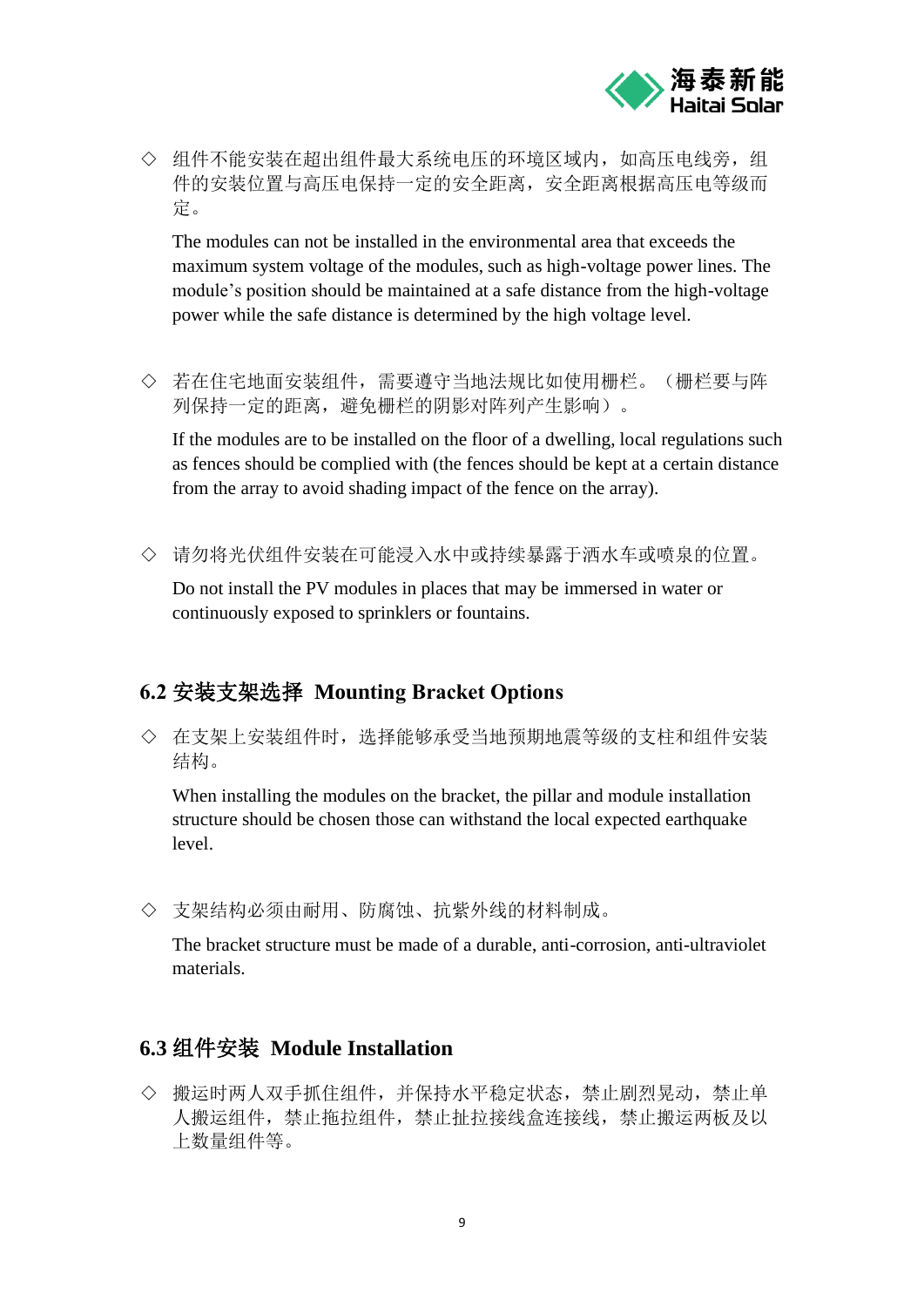◇ 组件不能安装在超出组件最大系统电压的环境区域内，如高压电线旁，组件的安装位置与高压电保持一定的安全距离，安全距离根据高压电等级而定。

The modules can not be installed in the environmental area that exceeds the maximum system voltage of the modules, such as high-voltage power lines. The module's position should be maintained at a safe distance from the high-voltage power while the safe distance is determined by the high voltage level.

◇ 若在住宅地面安装组件，需要遵守当地法规比如使用栅栏。（栅栏要与阵列保持一定的距离，避免栅栏的阴影对阵列产生影响）。

If the modules are to be installed on the floor of a dwelling, local regulations such as fences should be complied with (the fences should be kept at a certain distance from the array to avoid shading impact of the fence on the array).

◇ 请勿将光伏组件安装在可能浸入水中或持续暴露于洒水车或喷泉的位置。

Do not install the PV modules in places that may be immersed in water or continuously exposed to sprinklers or fountains.

## 6.2 安装支架选择 Mounting Bracket Options

◇ 在支架上安装组件时，选择能够承受当地预期地震等级的支柱和组件安装结构。

When installing the modules on the bracket, the pillar and module installation structure should be chosen those can withstand the local expected earthquake level.

◇ 支架结构必须由耐用、防腐蚀、抗紫外线的材料制成。

The bracket structure must be made of a durable, anti-corrosion, anti-ultraviolet materials.

## 6.3 组件安装 Module Installation

◇ 搬运时两人双手抓住组件，并保持水平稳定状态，禁止剧烈晃动，禁止单人搬运组件，禁止拖拉组件，禁止扯拉接线盒连接线，禁止搬运两板及以上数量组件等。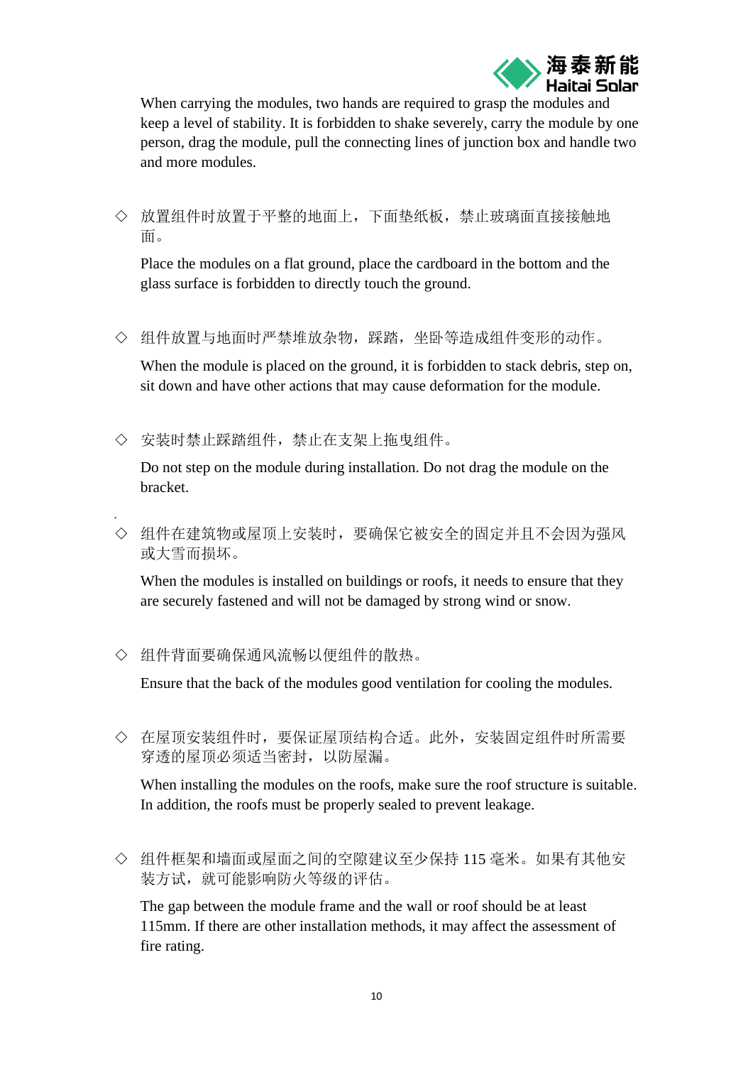When carrying the modules, two hands are required to grasp the modules and keep a level of stability. It is forbidden to shake severely, carry the module by one person, drag the module, pull the connecting lines of junction box and handle two and more modules.

◇ 放置组件时放置于平整的地面上，下面垫纸板，禁止玻璃面直接接触地面。

Place the modules on a flat ground, place the cardboard in the bottom and the glass surface is forbidden to directly touch the ground.

◇ 组件放置与地面时严禁堆放杂物，踩踏，坐卧等造成组件变形的动作。

When the module is placed on the ground, it is forbidden to stack debris, step on, sit down and have other actions that may cause deformation for the module.

◇ 安装时禁止踩踏组件，禁止在支架上拖曳组件。

Do not step on the module during installation. Do not drag the module on the bracket.

◇ 组件在建筑物或屋顶上安装时，要确保它被安全的固定并且不会因为强风或大雪而损坏。

When the modules is installed on buildings or roofs, it needs to ensure that they are securely fastened and will not be damaged by strong wind or snow.

◇ 组件背面要确保通风流畅以便组件的散热。

Ensure that the back of the modules good ventilation for cooling the modules.

◇ 在屋顶安装组件时，要保证屋顶结构合适。此外，安装固定组件时所需要穿透的屋顶必须适当密封，以防屋漏。

When installing the modules on the roofs, make sure the roof structure is suitable. In addition, the roofs must be properly sealed to prevent leakage.

◇ 组件框架和墙面或屋面之间的空隙建议至少保持 115 毫米。如果有其他安装方试，就可能影响防火等级的评估。

The gap between the module frame and the wall or roof should be at least 115mm. If there are other installation methods, it may affect the assessment of fire rating.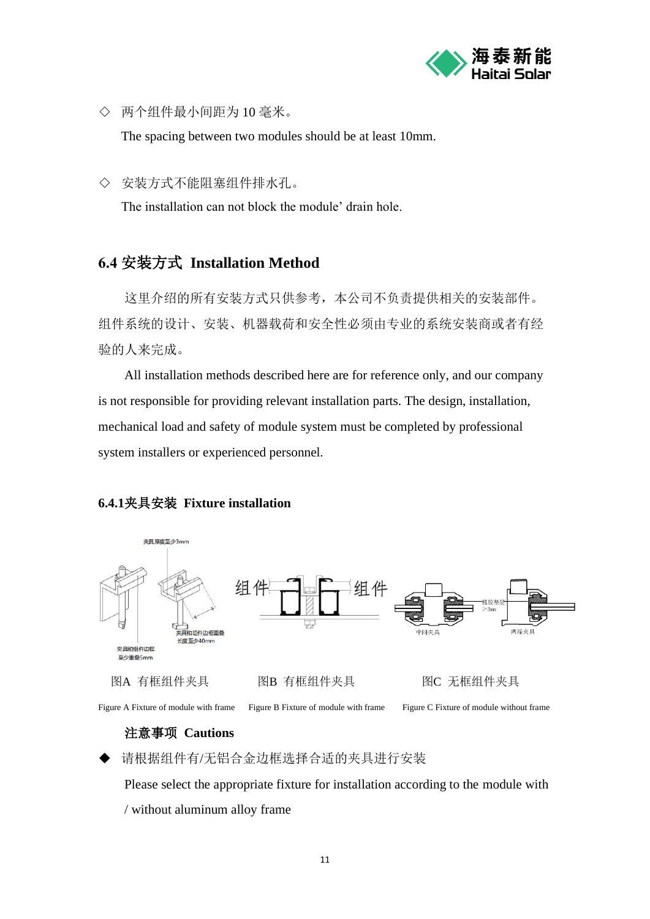◇ 两个组件最小间距为 10 毫米。

The spacing between two modules should be at least 10mm.

◇ 安装方式不能阻塞组件排水孔。

The installation can not block the module' drain hole.

## 6.4 安装方式 Installation Method

这里介绍的所有安装方式只供参考，本公司不负责提供相关的安装部件。组件系统的设计、安装、机器载荷和安全性必须由专业的系统安装商或者有经验的人来完成。

All installation methods described here are for reference only, and our company is not responsible for providing relevant installation parts. The design, installation, mechanical load and safety of module system must be completed by professional system installers or experienced personnel.

### 6.4.1夹具安装 Fixture installation

夹具厚度至少3mm

夹具和组件边框重叠长度至少40mm

夹具和组件边框至少重叠5mm

图A 有框组件夹具

Figure A Fixture of module with frame

组件 组件

图B 有框组件夹具

Figure B Fixture of module with frame

橡胶垫层 ≥2mm

中间夹具

两端夹具

图C 无框组件夹具

Figure C Fixture of module without frame

**注意事项 Cautions**

◆ 请根据组件有/无铝合金边框选择合适的夹具进行安装

Please select the appropriate fixture for installation according to the module with / without aluminum alloy frame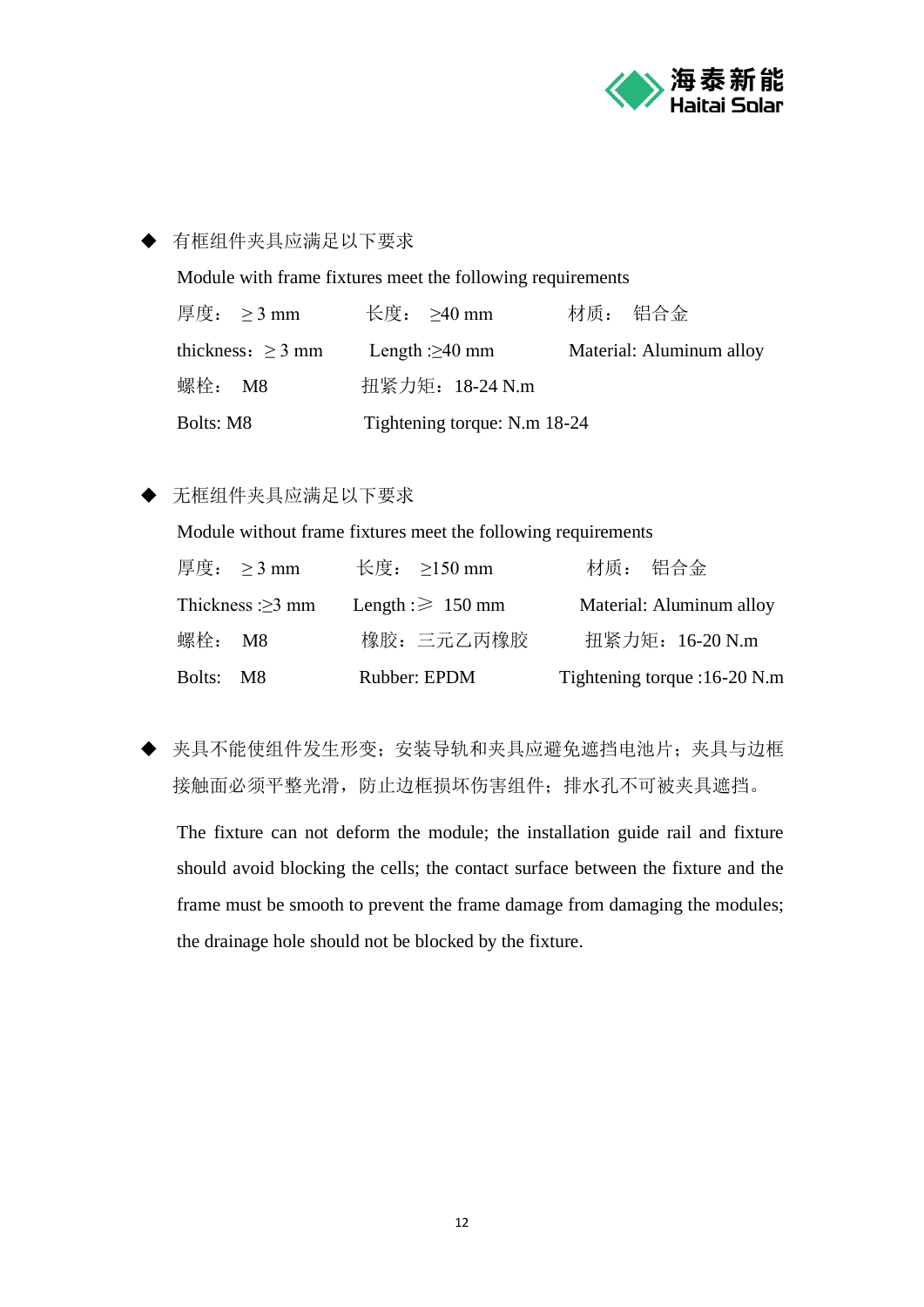- 有框组件夹具应满足以下要求

  Module with frame fixtures meet the following requirements

| | | |
|---|---|---|
| 厚度： ≥ 3 mm | 长度： ≥40 mm | 材质： 铝合金 |
| thickness：≥ 3 mm | Length :≥40 mm | Material: Aluminum alloy |
| 螺栓： M8 | 扭紧力矩：18-24 N.m | |
| Bolts: M8 | Tightening torque: N.m 18-24 | |

- 无框组件夹具应满足以下要求

  Module without frame fixtures meet the following requirements

| | | |
|---|---|---|
| 厚度： ≥ 3 mm | 长度： ≥150 mm | 材质： 铝合金 |
| Thickness :≥3 mm | Length :⩾ 150 mm | Material: Aluminum alloy |
| 螺栓： M8 | 橡胶：三元乙丙橡胶 | 扭紧力矩：16-20 N.m |
| Bolts: M8 | Rubber: EPDM | Tightening torque :16-20 N.m |

- 夹具不能使组件发生形变；安装导轨和夹具应避免遮挡电池片；夹具与边框接触面必须平整光滑，防止边框损坏伤害组件；排水孔不可被夹具遮挡。

  The fixture can not deform the module; the installation guide rail and fixture should avoid blocking the cells; the contact surface between the fixture and the frame must be smooth to prevent the frame damage from damaging the modules; the drainage hole should not be blocked by the fixture.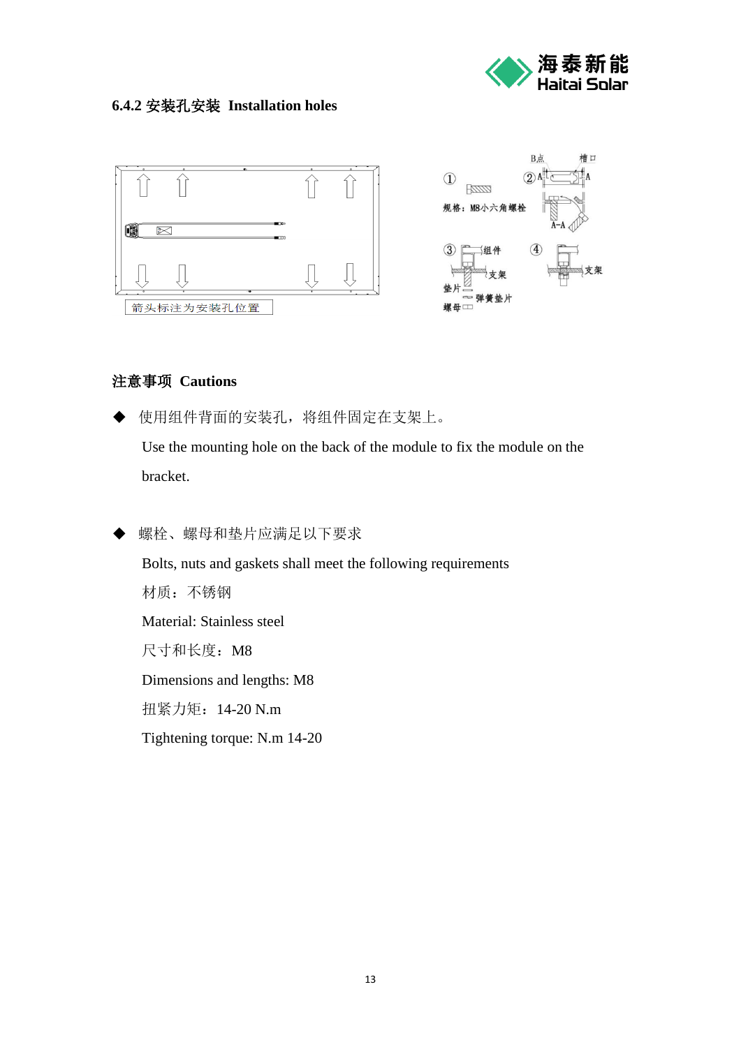### 6.4.2 安装孔安装 Installation holes

箭头标注为安装孔位置

①

规格：M8小六角螺栓

② B点 槽口 A A A-A

③ 组件 支架 垫片 弹簧垫片 螺母

④ 支架

**注意事项 Cautions**

◆ 使用组件背面的安装孔，将组件固定在支架上。

Use the mounting hole on the back of the module to fix the module on the bracket.

◆ 螺栓、螺母和垫片应满足以下要求

Bolts, nuts and gaskets shall meet the following requirements

材质：不锈钢

Material: Stainless steel

尺寸和长度：M8

Dimensions and lengths: M8

扭紧力矩：14-20 N.m

Tightening torque: N.m 14-20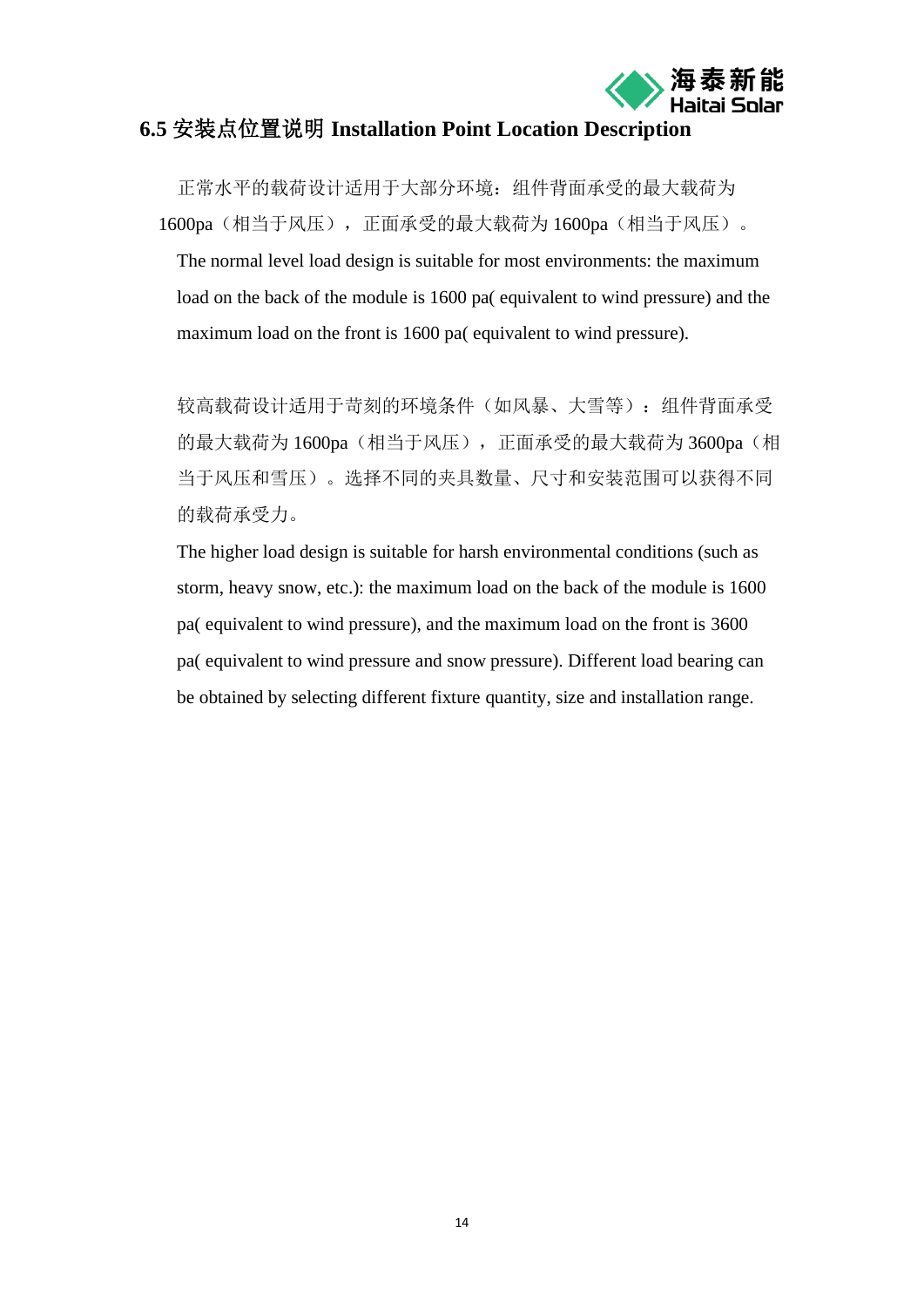## 6.5 安装点位置说明 Installation Point Location Description

正常水平的载荷设计适用于大部分环境：组件背面承受的最大载荷为1600pa（相当于风压），正面承受的最大载荷为 1600pa（相当于风压）。

The normal level load design is suitable for most environments: the maximum load on the back of the module is 1600 pa( equivalent to wind pressure) and the maximum load on the front is 1600 pa( equivalent to wind pressure).

较高载荷设计适用于苛刻的环境条件（如风暴、大雪等）：组件背面承受的最大载荷为 1600pa（相当于风压），正面承受的最大载荷为 3600pa（相当于风压和雪压）。选择不同的夹具数量、尺寸和安装范围可以获得不同的载荷承受力。

The higher load design is suitable for harsh environmental conditions (such as storm, heavy snow, etc.): the maximum load on the back of the module is 1600 pa( equivalent to wind pressure), and the maximum load on the front is 3600 pa( equivalent to wind pressure and snow pressure). Different load bearing can be obtained by selecting different fixture quantity, size and installation range.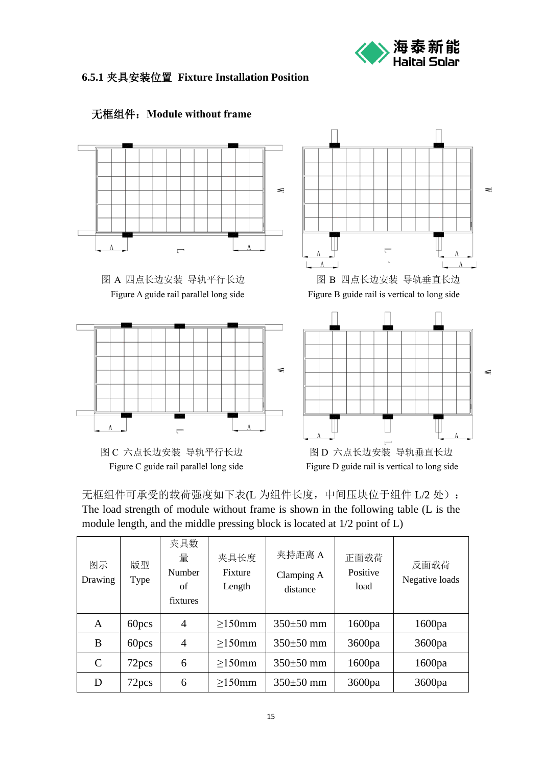### 6.5.1 夹具安装位置 Fixture Installation Position

**无框组件：Module without frame**

图 A 四点长边安装 导轨平行长边

Figure A guide rail parallel long side

图 B 四点长边安装 导轨垂直长边

Figure B guide rail is vertical to long side

图 C 六点长边安装 导轨平行长边

Figure C guide rail parallel long side

图 D 六点长边安装 导轨垂直长边

Figure D guide rail is vertical to long side

无框组件可承受的载荷强度如下表(L 为组件长度，中间压块位于组件 L/2 处）：

The load strength of module without frame is shown in the following table (L is the module length, and the middle pressing block is located at 1/2 point of L)

| 图示 Drawing | 版型 Type | 夹具数量 Number of fixtures | 夹具长度 Fixture Length | 夹持距离 A Clamping A distance | 正面载荷 Positive load | 反面载荷 Negative loads |
|---|---|---|---|---|---|---|
| A | 60pcs | 4 | ≥150mm | 350±50 mm | 1600pa | 1600pa |
| B | 60pcs | 4 | ≥150mm | 350±50 mm | 3600pa | 3600pa |
| C | 72pcs | 6 | ≥150mm | 350±50 mm | 1600pa | 1600pa |
| D | 72pcs | 6 | ≥150mm | 350±50 mm | 3600pa | 3600pa |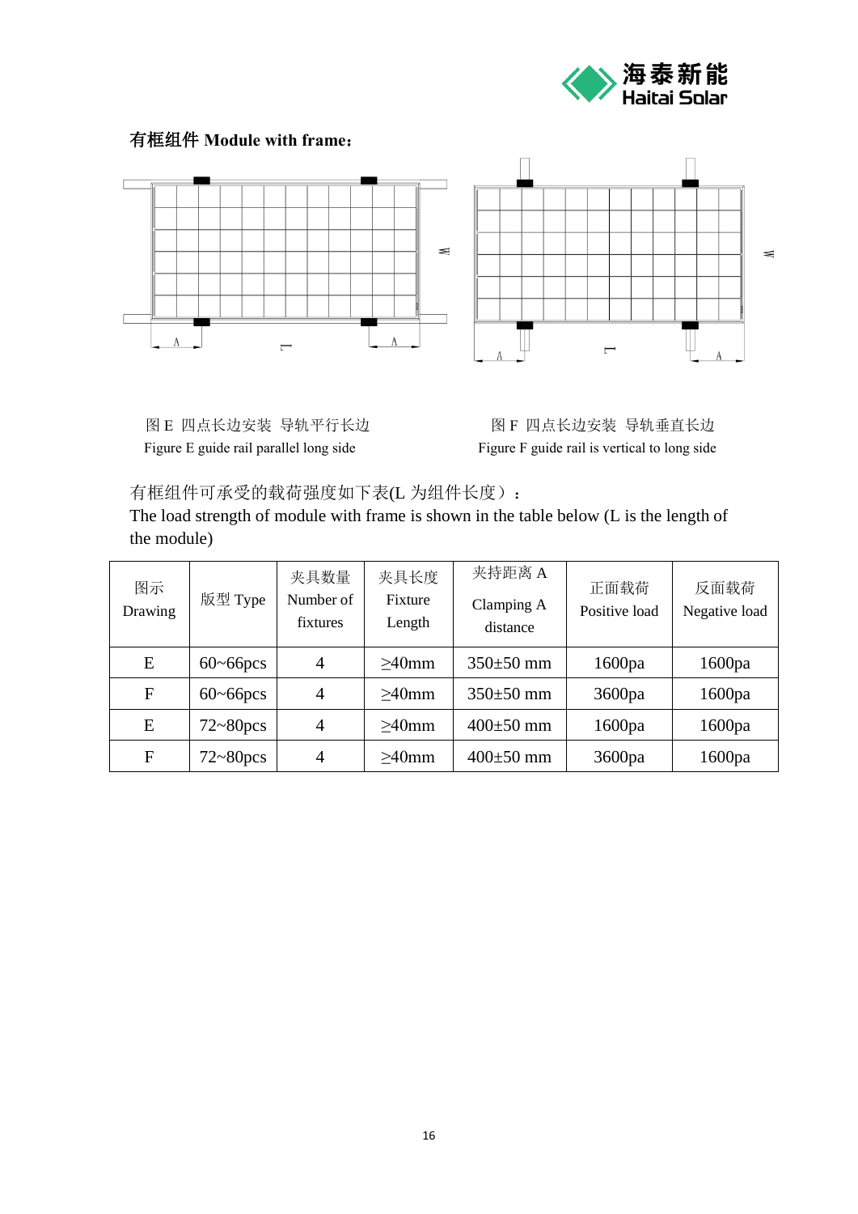**有框组件 Module with frame：**

A L A W

A L A W

图 E 四点长边安装 导轨平行长边
Figure E guide rail parallel long side

图 F 四点长边安装 导轨垂直长边
Figure F guide rail is vertical to long side

有框组件可承受的载荷强度如下表(L 为组件长度）：
The load strength of module with frame is shown in the table below (L is the length of the module)

| 图示 Drawing | 版型 Type | 夹具数量 Number of fixtures | 夹具长度 Fixture Length | 夹持距离 A Clamping A distance | 正面载荷 Positive load | 反面载荷 Negative load |
|---|---|---|---|---|---|---|
| E | 60~66pcs | 4 | ≥40mm | 350±50 mm | 1600pa | 1600pa |
| F | 60~66pcs | 4 | ≥40mm | 350±50 mm | 3600pa | 1600pa |
| E | 72~80pcs | 4 | ≥40mm | 400±50 mm | 1600pa | 1600pa |
| F | 72~80pcs | 4 | ≥40mm | 400±50 mm | 3600pa | 1600pa |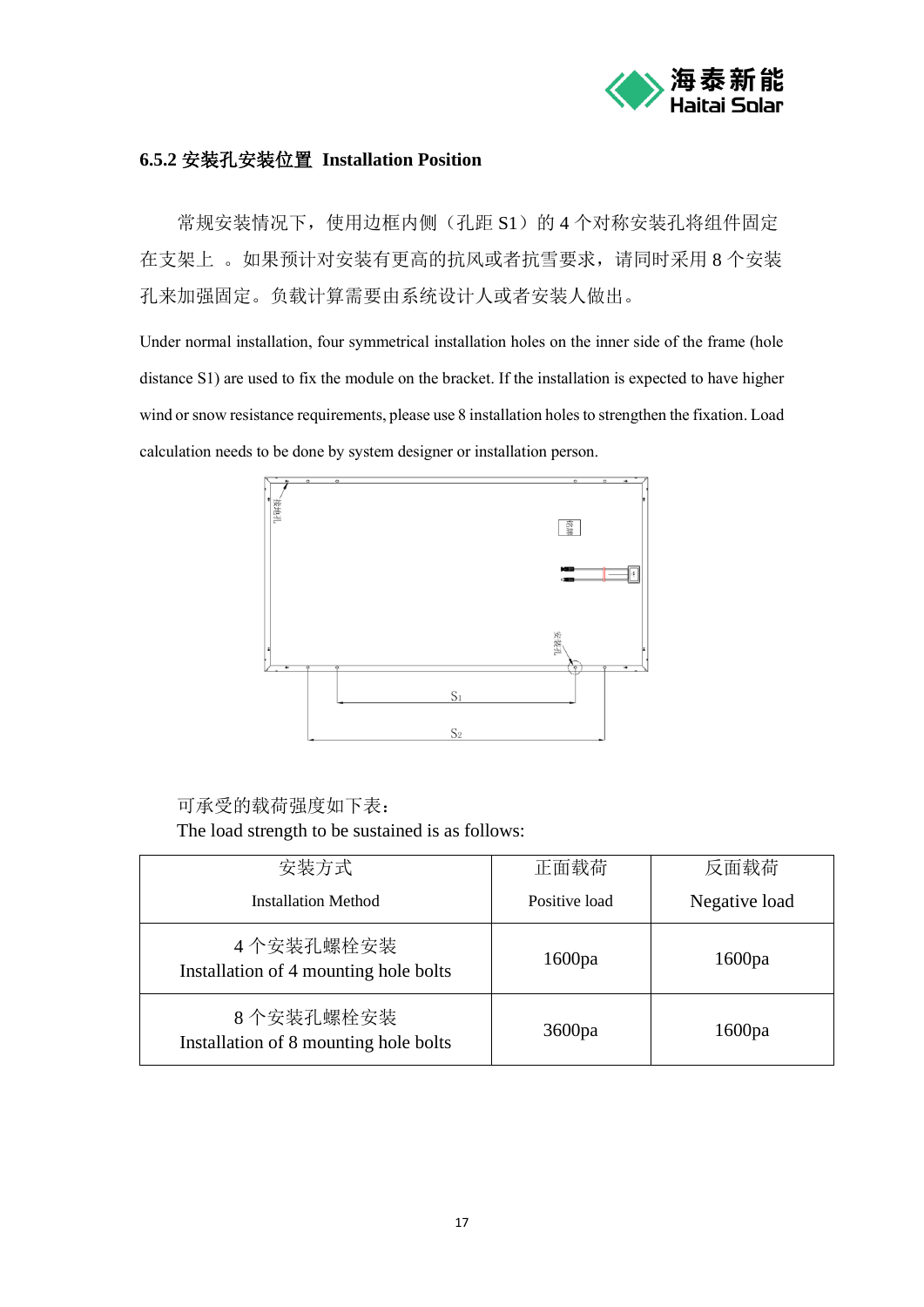### 6.5.2 安装孔安装位置 Installation Position

常规安装情况下，使用边框内侧（孔距 S1）的 4 个对称安装孔将组件固定在支架上 。如果预计对安装有更高的抗风或者抗雪要求，请同时采用 8 个安装孔来加强固定。负载计算需要由系统设计人或者安装人做出。

Under normal installation, four symmetrical installation holes on the inner side of the frame (hole distance S1) are used to fix the module on the bracket. If the installation is expected to have higher wind or snow resistance requirements, please use 8 installation holes to strengthen the fixation. Load calculation needs to be done by system designer or installation person.

S1

S2

可承受的载荷强度如下表：
The load strength to be sustained is as follows:

| 安装方式<br>Installation Method | 正面载荷<br>Positive load | 反面载荷<br>Negative load |
|---|---|---|
| 4 个安装孔螺栓安装<br>Installation of 4 mounting hole bolts | 1600pa | 1600pa |
| 8 个安装孔螺栓安装<br>Installation of 8 mounting hole bolts | 3600pa | 1600pa |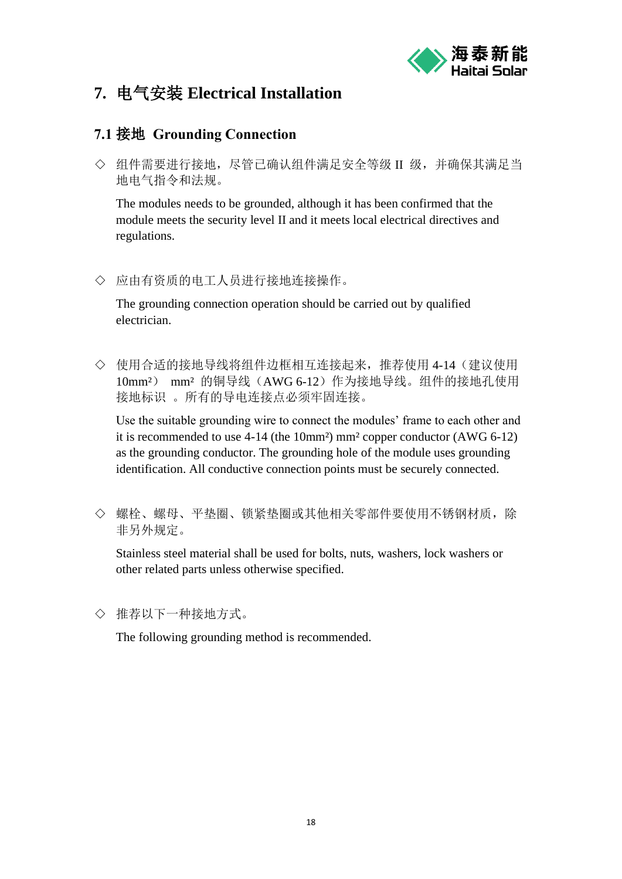# 7. 电气安装 Electrical Installation

## 7.1 接地 Grounding Connection

◇ 组件需要进行接地，尽管已确认组件满足安全等级 II 级，并确保其满足当地电气指令和法规。

The modules needs to be grounded, although it has been confirmed that the module meets the security level II and it meets local electrical directives and regulations.

◇ 应由有资质的电工人员进行接地连接操作。

The grounding connection operation should be carried out by qualified electrician.

◇ 使用合适的接地导线将组件边框相互连接起来，推荐使用 4-14（建议使用 10mm²） mm² 的铜导线（AWG 6-12）作为接地导线。组件的接地孔使用接地标识 。所有的导电连接点必须牢固连接。

Use the suitable grounding wire to connect the modules' frame to each other and it is recommended to use 4-14 (the 10mm²) mm² copper conductor (AWG 6-12) as the grounding conductor. The grounding hole of the module uses grounding identification. All conductive connection points must be securely connected.

◇ 螺栓、螺母、平垫圈、锁紧垫圈或其他相关零部件要使用不锈钢材质，除非另外规定。

Stainless steel material shall be used for bolts, nuts, washers, lock washers or other related parts unless otherwise specified.

◇ 推荐以下一种接地方式。

The following grounding method is recommended.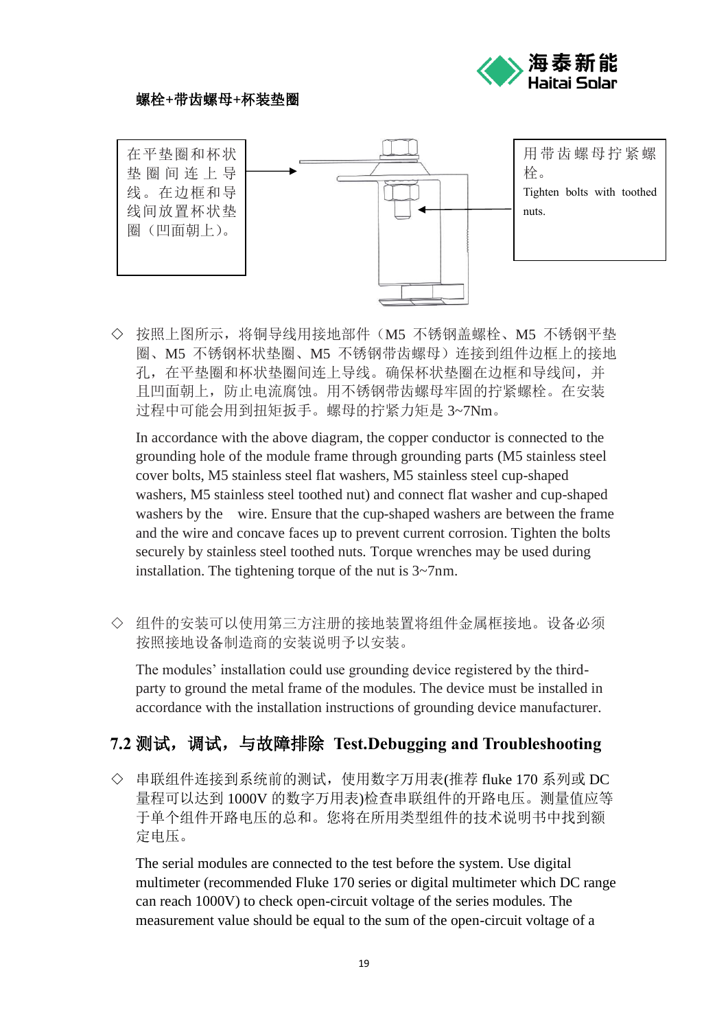**螺栓+带齿螺母+杯装垫圈**

在平垫圈和杯状垫圈间连上导线。在边框和导线间放置杯状垫圈（凹面朝上）。

用带齿螺母拧紧螺栓。

Tighten bolts with toothed nuts.

◇ 按照上图所示，将铜导线用接地部件（M5 不锈钢盖螺栓、M5 不锈钢平垫圈、M5 不锈钢杯状垫圈、M5 不锈钢带齿螺母）连接到组件边框上的接地孔，在平垫圈和杯状垫圈间连上导线。确保杯状垫圈在边框和导线间，并且凹面朝上，防止电流腐蚀。用不锈钢带齿螺母牢固的拧紧螺栓。在安装过程中可能会用到扭矩扳手。螺母的拧紧力矩是 3~7Nm。

In accordance with the above diagram, the copper conductor is connected to the grounding hole of the module frame through grounding parts (M5 stainless steel cover bolts, M5 stainless steel flat washers, M5 stainless steel cup-shaped washers, M5 stainless steel toothed nut) and connect flat washer and cup-shaped washers by the wire. Ensure that the cup-shaped washers are between the frame and the wire and concave faces up to prevent current corrosion. Tighten the bolts securely by stainless steel toothed nuts. Torque wrenches may be used during installation. The tightening torque of the nut is 3~7nm.

◇ 组件的安装可以使用第三方注册的接地装置将组件金属框接地。设备必须按照接地设备制造商的安装说明予以安装。

The modules' installation could use grounding device registered by the third-party to ground the metal frame of the modules. The device must be installed in accordance with the installation instructions of grounding device manufacturer.

## 7.2 测试，调试，与故障排除 Test.Debugging and Troubleshooting

◇ 串联组件连接到系统前的测试，使用数字万用表(推荐 fluke 170 系列或 DC 量程可以达到 1000V 的数字万用表)检查串联组件的开路电压。测量值应等于单个组件开路电压的总和。您将在所用类型组件的技术说明书中找到额定电压。

The serial modules are connected to the test before the system. Use digital multimeter (recommended Fluke 170 series or digital multimeter which DC range can reach 1000V) to check open-circuit voltage of the series modules. The measurement value should be equal to the sum of the open-circuit voltage of a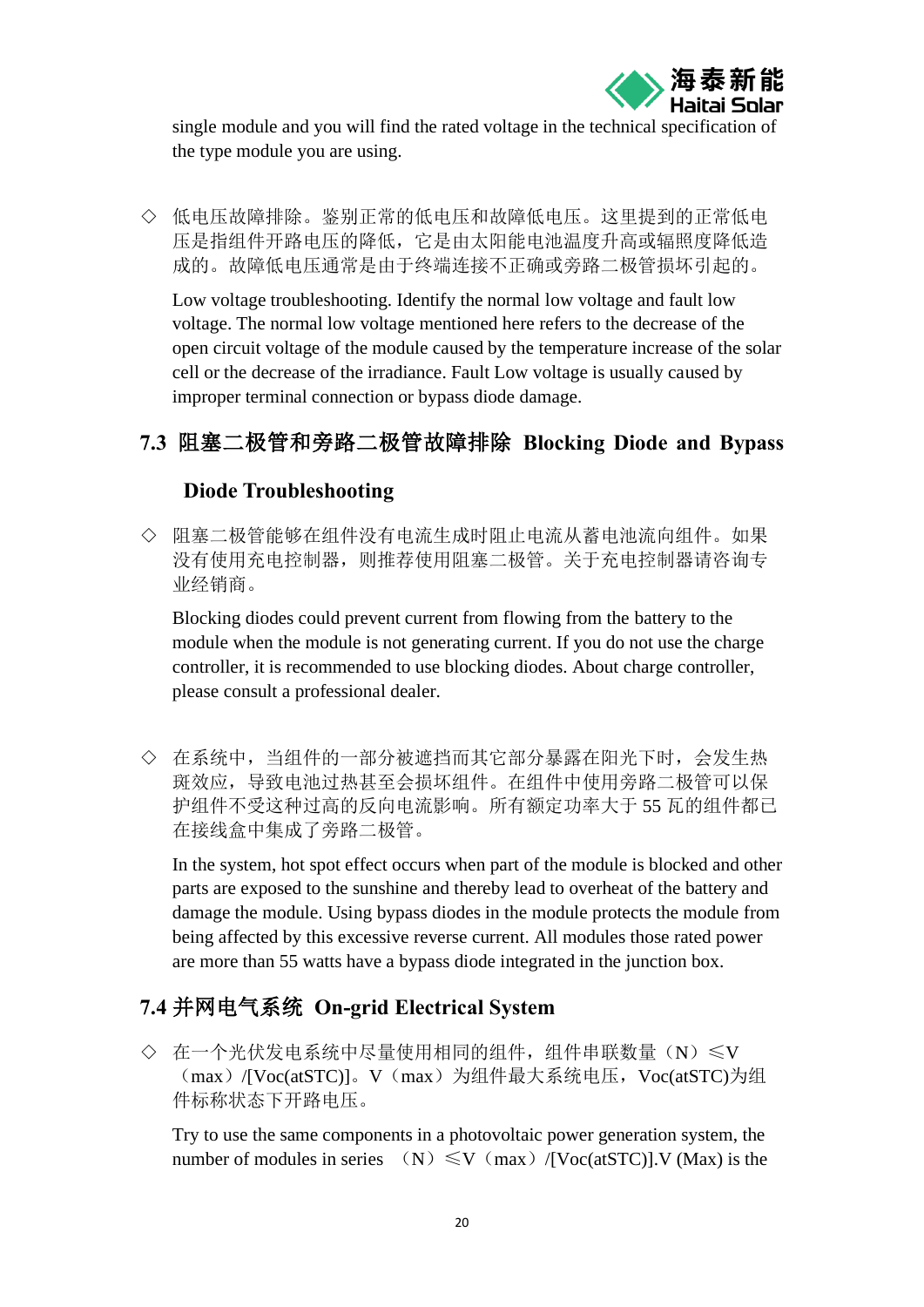single module and you will find the rated voltage in the technical specification of the type module you are using.

◇ 低电压故障排除。鉴别正常的低电压和故障低电压。这里提到的正常低电压是指组件开路电压的降低，它是由太阳能电池温度升高或辐照度降低造成的。故障低电压通常是由于终端连接不正确或旁路二极管损坏引起的。

Low voltage troubleshooting. Identify the normal low voltage and fault low voltage. The normal low voltage mentioned here refers to the decrease of the open circuit voltage of the module caused by the temperature increase of the solar cell or the decrease of the irradiance. Fault Low voltage is usually caused by improper terminal connection or bypass diode damage.

## 7.3 阻塞二极管和旁路二极管故障排除 Blocking Diode and Bypass Diode Troubleshooting

◇ 阻塞二极管能够在组件没有电流生成时阻止电流从蓄电池流向组件。如果没有使用充电控制器，则推荐使用阻塞二极管。关于充电控制器请咨询专业经销商。

Blocking diodes could prevent current from flowing from the battery to the module when the module is not generating current. If you do not use the charge controller, it is recommended to use blocking diodes. About charge controller, please consult a professional dealer.

◇ 在系统中，当组件的一部分被遮挡而其它部分暴露在阳光下时，会发生热斑效应，导致电池过热甚至会损坏组件。在组件中使用旁路二极管可以保护组件不受这种过高的反向电流影响。所有额定功率大于 55 瓦的组件都已在接线盒中集成了旁路二极管。

In the system, hot spot effect occurs when part of the module is blocked and other parts are exposed to the sunshine and thereby lead to overheat of the battery and damage the module. Using bypass diodes in the module protects the module from being affected by this excessive reverse current. All modules those rated power are more than 55 watts have a bypass diode integrated in the junction box.

## 7.4 并网电气系统 On-grid Electrical System

◇ 在一个光伏发电系统中尽量使用相同的组件，组件串联数量（N）≤V（max）/[Voc(atSTC)]。V（max）为组件最大系统电压，Voc(atSTC)为组件标称状态下开路电压。

Try to use the same components in a photovoltaic power generation system, the number of modules in series （N）≤V（max）/[Voc(atSTC)].V (Max) is the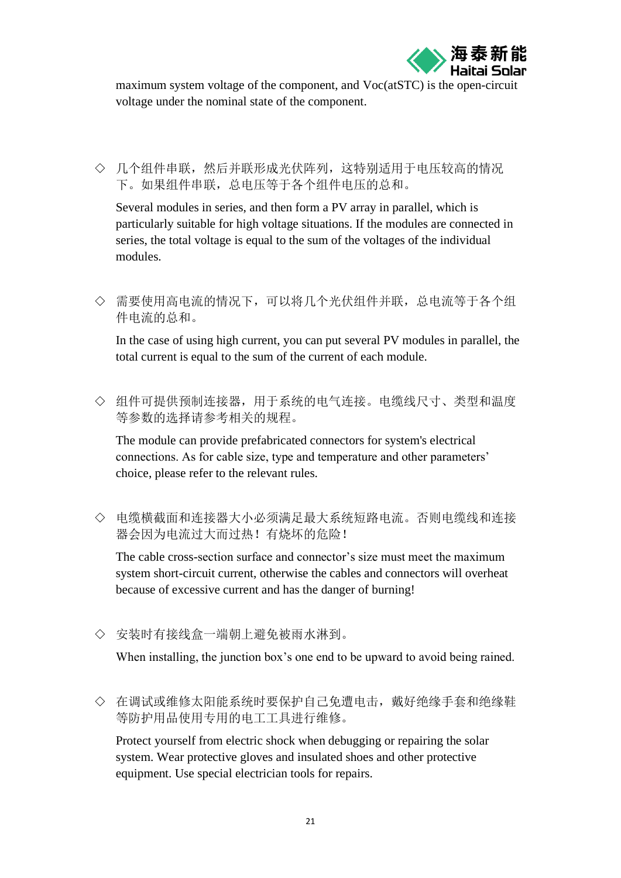maximum system voltage of the component, and Voc(atSTC) is the open-circuit voltage under the nominal state of the component.

◇ 几个组件串联，然后并联形成光伏阵列，这特别适用于电压较高的情况下。如果组件串联，总电压等于各个组件电压的总和。

Several modules in series, and then form a PV array in parallel, which is particularly suitable for high voltage situations. If the modules are connected in series, the total voltage is equal to the sum of the voltages of the individual modules.

◇ 需要使用高电流的情况下，可以将几个光伏组件并联，总电流等于各个组件电流的总和。

In the case of using high current, you can put several PV modules in parallel, the total current is equal to the sum of the current of each module.

◇ 组件可提供预制连接器，用于系统的电气连接。电缆线尺寸、类型和温度等参数的选择请参考相关的规程。

The module can provide prefabricated connectors for system's electrical connections. As for cable size, type and temperature and other parameters' choice, please refer to the relevant rules.

◇ 电缆横截面和连接器大小必须满足最大系统短路电流。否则电缆线和连接器会因为电流过大而过热！有烧坏的危险！

The cable cross-section surface and connector's size must meet the maximum system short-circuit current, otherwise the cables and connectors will overheat because of excessive current and has the danger of burning!

◇ 安装时有接线盒一端朝上避免被雨水淋到。

When installing, the junction box's one end to be upward to avoid being rained.

◇ 在调试或维修太阳能系统时要保护自己免遭电击，戴好绝缘手套和绝缘鞋等防护用品使用专用的电工工具进行维修。

Protect yourself from electric shock when debugging or repairing the solar system. Wear protective gloves and insulated shoes and other protective equipment. Use special electrician tools for repairs.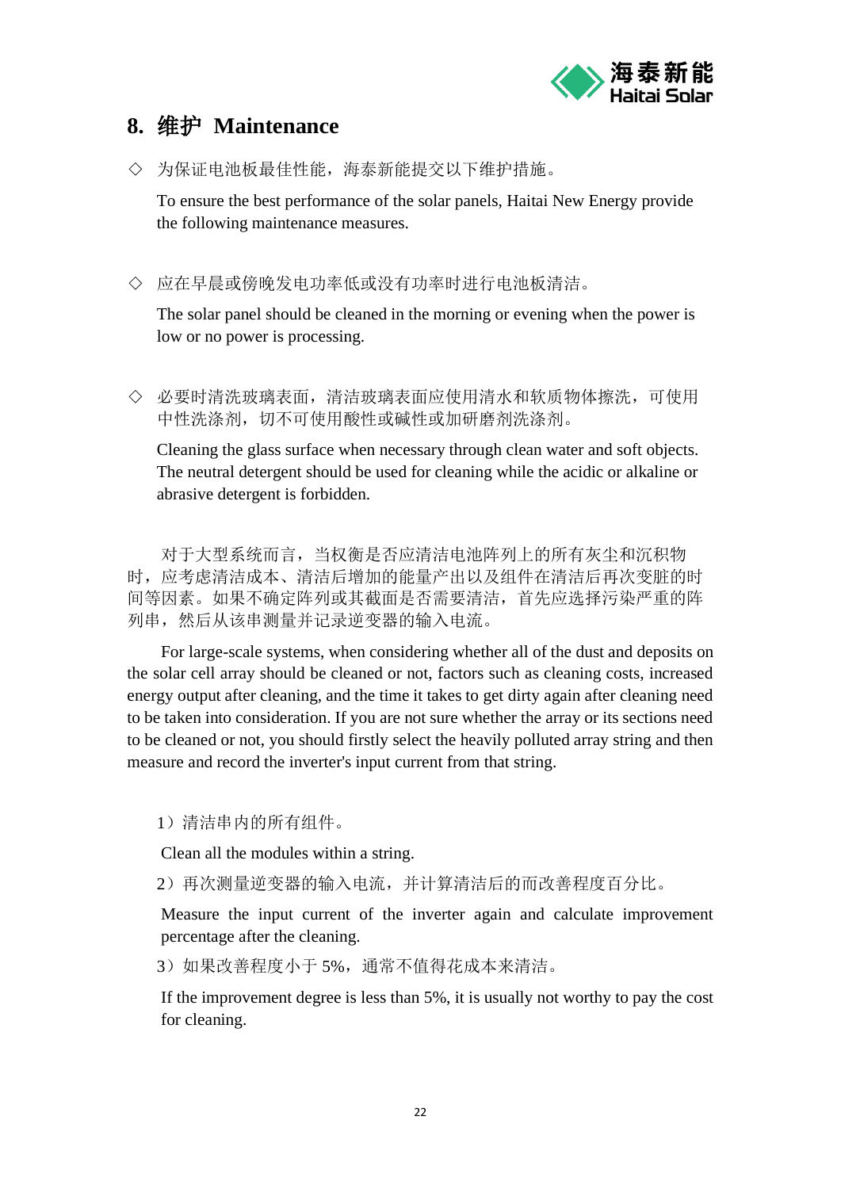## 8. 维护 Maintenance

◇ 为保证电池板最佳性能，海泰新能提交以下维护措施。

To ensure the best performance of the solar panels, Haitai New Energy provide the following maintenance measures.

◇ 应在早晨或傍晚发电功率低或没有功率时进行电池板清洁。

The solar panel should be cleaned in the morning or evening when the power is low or no power is processing.

◇ 必要时清洗玻璃表面，清洁玻璃表面应使用清水和软质物体擦洗，可使用中性洗涤剂，切不可使用酸性或碱性或加研磨剂洗涤剂。

Cleaning the glass surface when necessary through clean water and soft objects. The neutral detergent should be used for cleaning while the acidic or alkaline or abrasive detergent is forbidden.

对于大型系统而言，当权衡是否应清洁电池阵列上的所有灰尘和沉积物时，应考虑清洁成本、清洁后增加的能量产出以及组件在清洁后再次变脏的时间等因素。如果不确定阵列或其截面是否需要清洁，首先应选择污染严重的阵列串，然后从该串测量并记录逆变器的输入电流。

For large-scale systems, when considering whether all of the dust and deposits on the solar cell array should be cleaned or not, factors such as cleaning costs, increased energy output after cleaning, and the time it takes to get dirty again after cleaning need to be taken into consideration. If you are not sure whether the array or its sections need to be cleaned or not, you should firstly select the heavily polluted array string and then measure and record the inverter's input current from that string.

1）清洁串内的所有组件。

Clean all the modules within a string.

2）再次测量逆变器的输入电流，并计算清洁后的而改善程度百分比。

Measure the input current of the inverter again and calculate improvement percentage after the cleaning.

3）如果改善程度小于 5%，通常不值得花成本来清洁。

If the improvement degree is less than 5%, it is usually not worthy to pay the cost for cleaning.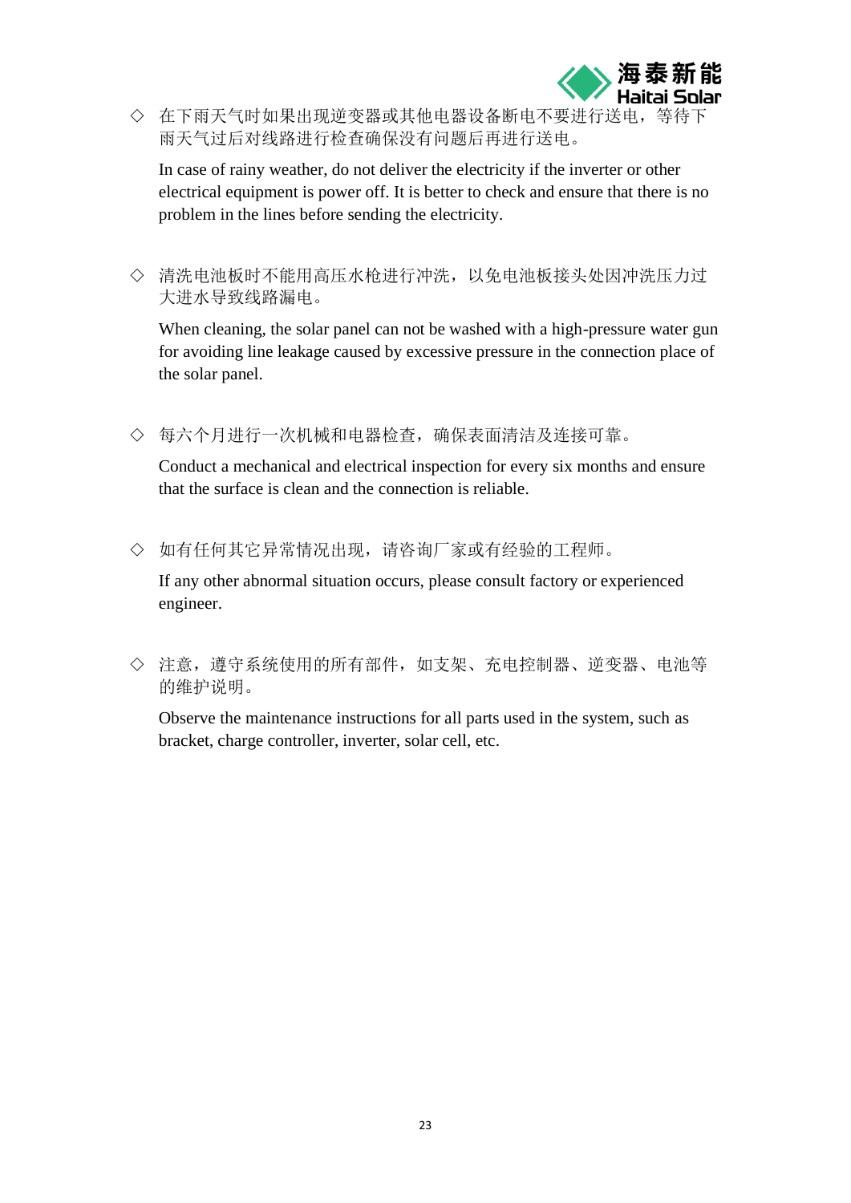◇ 在下雨天气时如果出现逆变器或其他电器设备断电不要进行送电，等待下雨天气过后对线路进行检查确保没有问题后再进行送电。

In case of rainy weather, do not deliver the electricity if the inverter or other electrical equipment is power off. It is better to check and ensure that there is no problem in the lines before sending the electricity.

◇ 清洗电池板时不能用高压水枪进行冲洗，以免电池板接头处因冲洗压力过大进水导致线路漏电。

When cleaning, the solar panel can not be washed with a high-pressure water gun for avoiding line leakage caused by excessive pressure in the connection place of the solar panel.

◇ 每六个月进行一次机械和电器检查，确保表面清洁及连接可靠。

Conduct a mechanical and electrical inspection for every six months and ensure that the surface is clean and the connection is reliable.

◇ 如有任何其它异常情况出现，请咨询厂家或有经验的工程师。

If any other abnormal situation occurs, please consult factory or experienced engineer.

◇ 注意，遵守系统使用的所有部件，如支架、充电控制器、逆变器、电池等的维护说明。

Observe the maintenance instructions for all parts used in the system, such as bracket, charge controller, inverter, solar cell, etc.